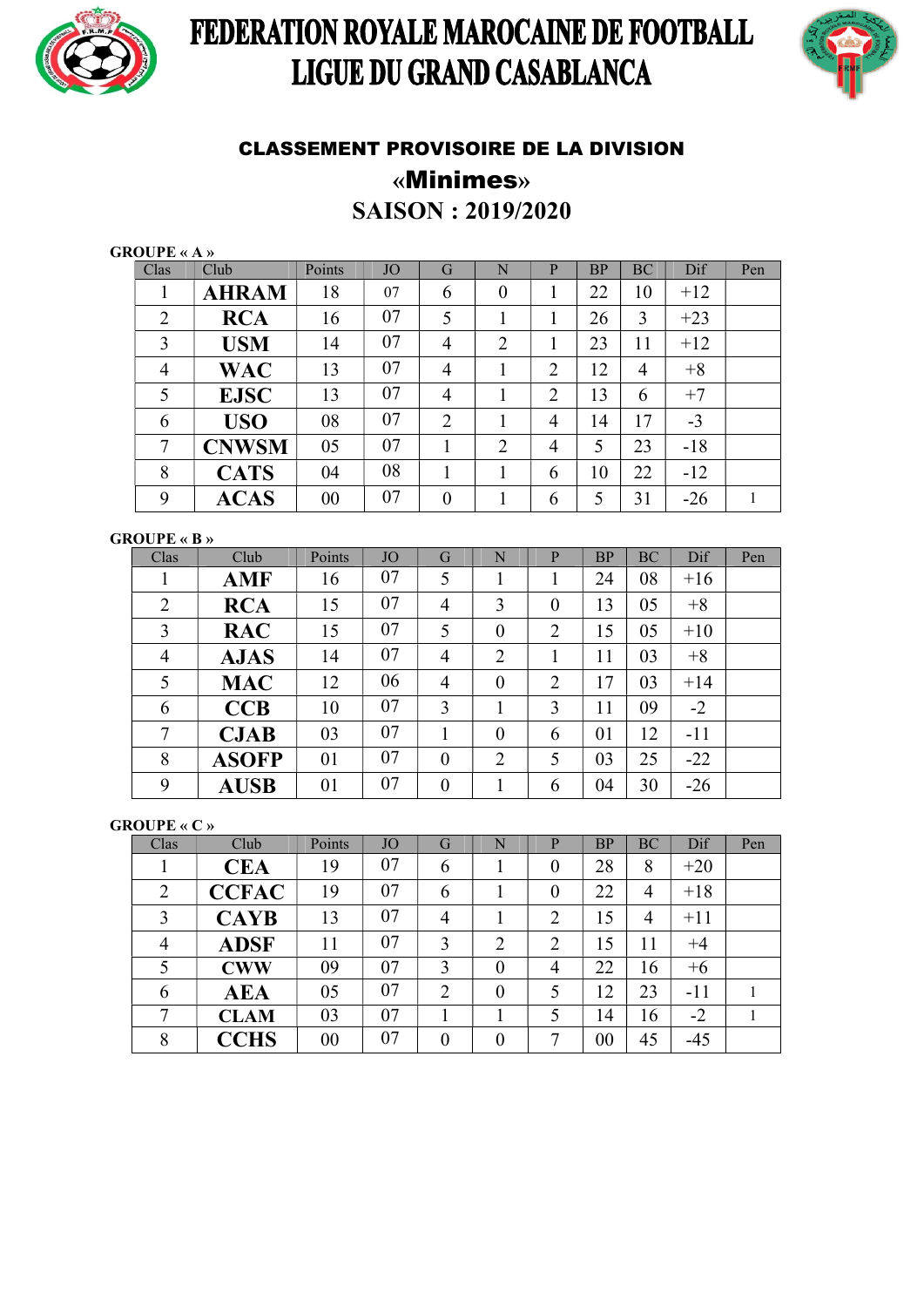# FEDERATION ROYALE MAROCAINE DE FOOTBALL
# LIGUE DU GRAND CASABLANCA

## CLASSEMENT PROVISOIRE DE LA DIVISION
## «Minimes»
## SAISON : 2019/2020

**GROUPE « A »**

| Clas | Club | Points | JO | G | N | P | BP | BC | Dif | Pen |
|---|---|---|---|---|---|---|---|---|---|---|
| 1 | **AHRAM** | 18 | 07 | 6 | 0 | 1 | 22 | 10 | +12 | |
| 2 | **RCA** | 16 | 07 | 5 | 1 | 1 | 26 | 3 | +23 | |
| 3 | **USM** | 14 | 07 | 4 | 2 | 1 | 23 | 11 | +12 | |
| 4 | **WAC** | 13 | 07 | 4 | 1 | 2 | 12 | 4 | +8 | |
| 5 | **EJSC** | 13 | 07 | 4 | 1 | 2 | 13 | 6 | +7 | |
| 6 | **USO** | 08 | 07 | 2 | 1 | 4 | 14 | 17 | -3 | |
| 7 | **CNWSM** | 05 | 07 | 1 | 2 | 4 | 5 | 23 | -18 | |
| 8 | **CATS** | 04 | 08 | 1 | 1 | 6 | 10 | 22 | -12 | |
| 9 | **ACAS** | 00 | 07 | 0 | 1 | 6 | 5 | 31 | -26 | 1 |

**GROUPE « B »**

| Clas | Club | Points | JO | G | N | P | BP | BC | Dif | Pen |
|---|---|---|---|---|---|---|---|---|---|---|
| 1 | **AMF** | 16 | 07 | 5 | 1 | 1 | 24 | 08 | +16 | |
| 2 | **RCA** | 15 | 07 | 4 | 3 | 0 | 13 | 05 | +8 | |
| 3 | **RAC** | 15 | 07 | 5 | 0 | 2 | 15 | 05 | +10 | |
| 4 | **AJAS** | 14 | 07 | 4 | 2 | 1 | 11 | 03 | +8 | |
| 5 | **MAC** | 12 | 06 | 4 | 0 | 2 | 17 | 03 | +14 | |
| 6 | **CCB** | 10 | 07 | 3 | 1 | 3 | 11 | 09 | -2 | |
| 7 | **CJAB** | 03 | 07 | 1 | 0 | 6 | 01 | 12 | -11 | |
| 8 | **ASOFP** | 01 | 07 | 0 | 2 | 5 | 03 | 25 | -22 | |
| 9 | **AUSB** | 01 | 07 | 0 | 1 | 6 | 04 | 30 | -26 | |

**GROUPE « C »**

| Clas | Club | Points | JO | G | N | P | BP | BC | Dif | Pen |
|---|---|---|---|---|---|---|---|---|---|---|
| 1 | **CEA** | 19 | 07 | 6 | 1 | 0 | 28 | 8 | +20 | |
| 2 | **CCFAC** | 19 | 07 | 6 | 1 | 0 | 22 | 4 | +18 | |
| 3 | **CAYB** | 13 | 07 | 4 | 1 | 2 | 15 | 4 | +11 | |
| 4 | **ADSF** | 11 | 07 | 3 | 2 | 2 | 15 | 11 | +4 | |
| 5 | **CWW** | 09 | 07 | 3 | 0 | 4 | 22 | 16 | +6 | |
| 6 | **AEA** | 05 | 07 | 2 | 0 | 5 | 12 | 23 | -11 | 1 |
| 7 | **CLAM** | 03 | 07 | 1 | 1 | 5 | 14 | 16 | -2 | 1 |
| 8 | **CCHS** | 00 | 07 | 0 | 0 | 7 | 00 | 45 | -45 | |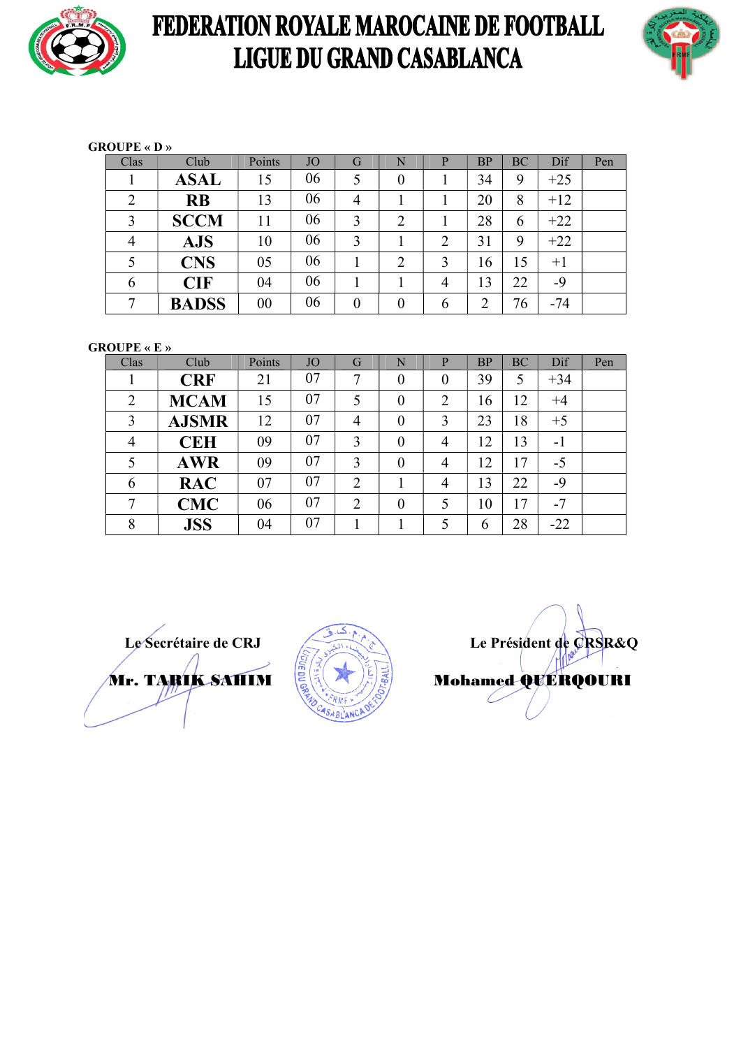# FEDERATION ROYALE MAROCAINE DE FOOTBALL
# LIGUE DU GRAND CASABLANCA

**GROUPE « D »**

| Clas | Club | Points | JO | G | N | P | BP | BC | Dif | Pen |
|---|---|---|---|---|---|---|---|---|---|---|
| 1 | **ASAL** | 15 | 06 | 5 | 0 | 1 | 34 | 9 | +25 | |
| 2 | **RB** | 13 | 06 | 4 | 1 | 1 | 20 | 8 | +12 | |
| 3 | **SCCM** | 11 | 06 | 3 | 2 | 1 | 28 | 6 | +22 | |
| 4 | **AJS** | 10 | 06 | 3 | 1 | 2 | 31 | 9 | +22 | |
| 5 | **CNS** | 05 | 06 | 1 | 2 | 3 | 16 | 15 | +1 | |
| 6 | **CIF** | 04 | 06 | 1 | 1 | 4 | 13 | 22 | -9 | |
| 7 | **BADSS** | 00 | 06 | 0 | 0 | 6 | 2 | 76 | -74 | |

**GROUPE « E »**

| Clas | Club | Points | JO | G | N | P | BP | BC | Dif | Pen |
|---|---|---|---|---|---|---|---|---|---|---|
| 1 | **CRF** | 21 | 07 | 7 | 0 | 0 | 39 | 5 | +34 | |
| 2 | **MCAM** | 15 | 07 | 5 | 0 | 2 | 16 | 12 | +4 | |
| 3 | **AJSMR** | 12 | 07 | 4 | 0 | 3 | 23 | 18 | +5 | |
| 4 | **CEH** | 09 | 07 | 3 | 0 | 4 | 12 | 13 | -1 | |
| 5 | **AWR** | 09 | 07 | 3 | 0 | 4 | 12 | 17 | -5 | |
| 6 | **RAC** | 07 | 07 | 2 | 1 | 4 | 13 | 22 | -9 | |
| 7 | **CMC** | 06 | 07 | 2 | 0 | 5 | 10 | 17 | -7 | |
| 8 | **JSS** | 04 | 07 | 1 | 1 | 5 | 6 | 28 | -22 | |

**Le Secrétaire de CRJ**

**Mr. TARIK SAHIM**

**Le Président de CRSR&Q**

**Mohamed QUERQOURI**